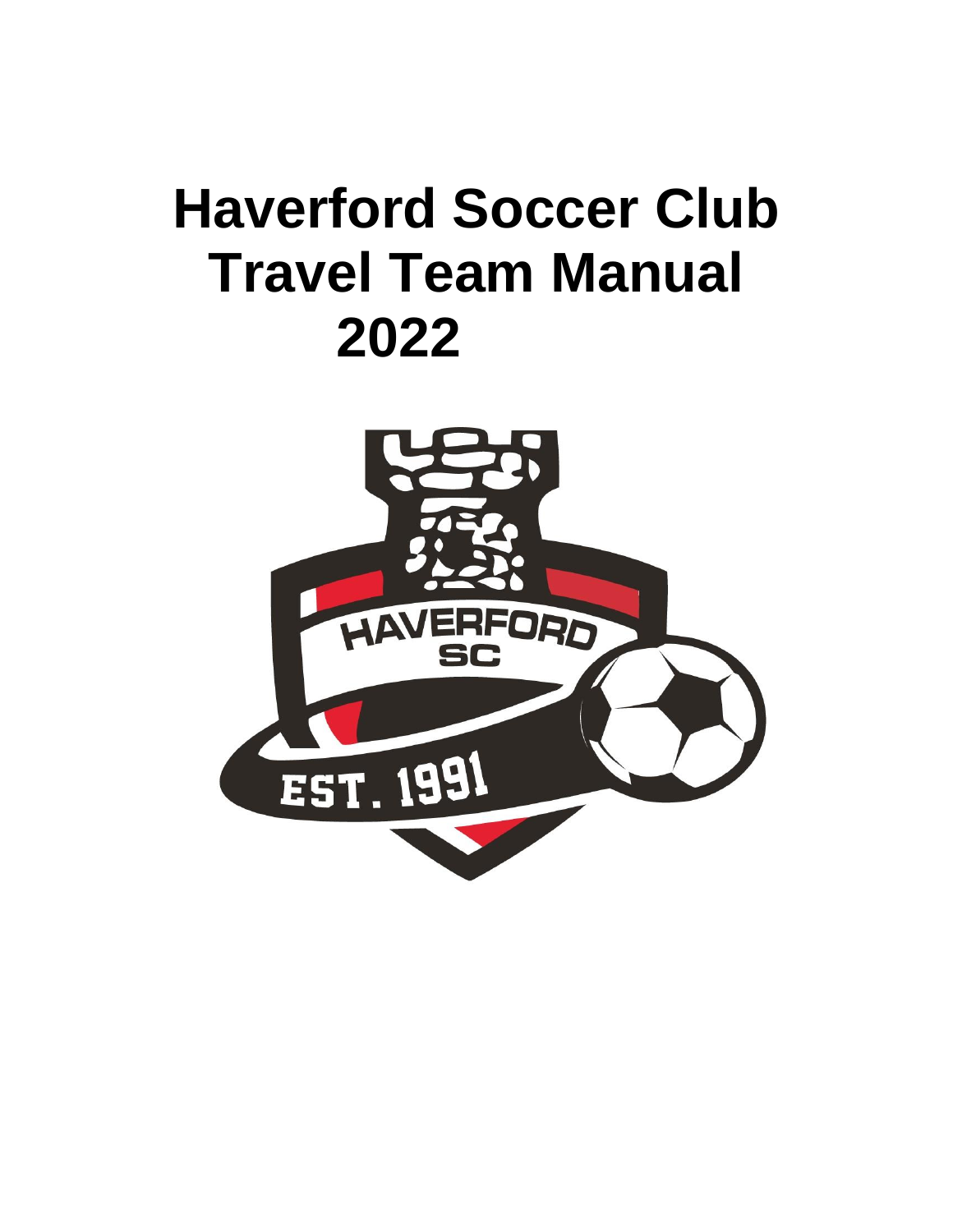# Haverford Soccer Club Travel Team Manual 2022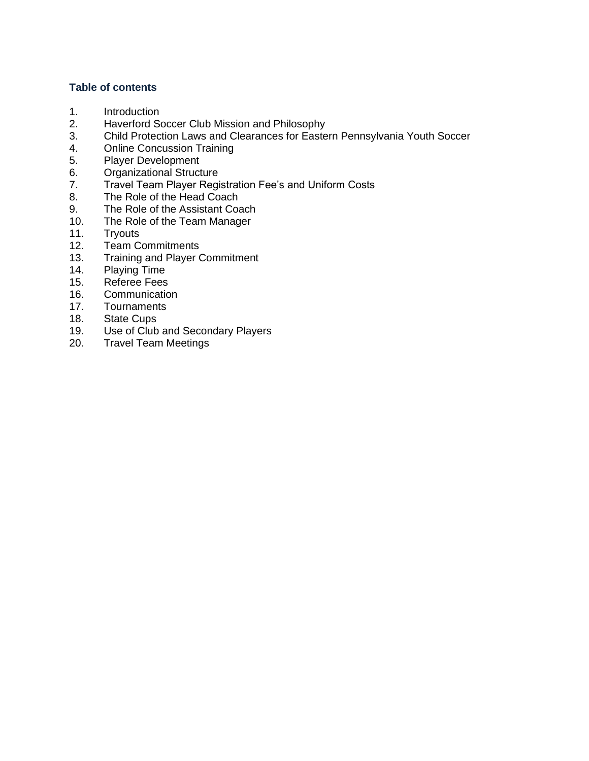## Table of contents

1. Introduction
2. Haverford Soccer Club Mission and Philosophy
3. Child Protection Laws and Clearances for Eastern Pennsylvania Youth Soccer
4. Online Concussion Training
5. Player Development
6. Organizational Structure
7. Travel Team Player Registration Fee's and Uniform Costs
8. The Role of the Head Coach
9. The Role of the Assistant Coach
10. The Role of the Team Manager
11. Tryouts
12. Team Commitments
13. Training and Player Commitment
14. Playing Time
15. Referee Fees
16. Communication
17. Tournaments
18. State Cups
19. Use of Club and Secondary Players
20. Travel Team Meetings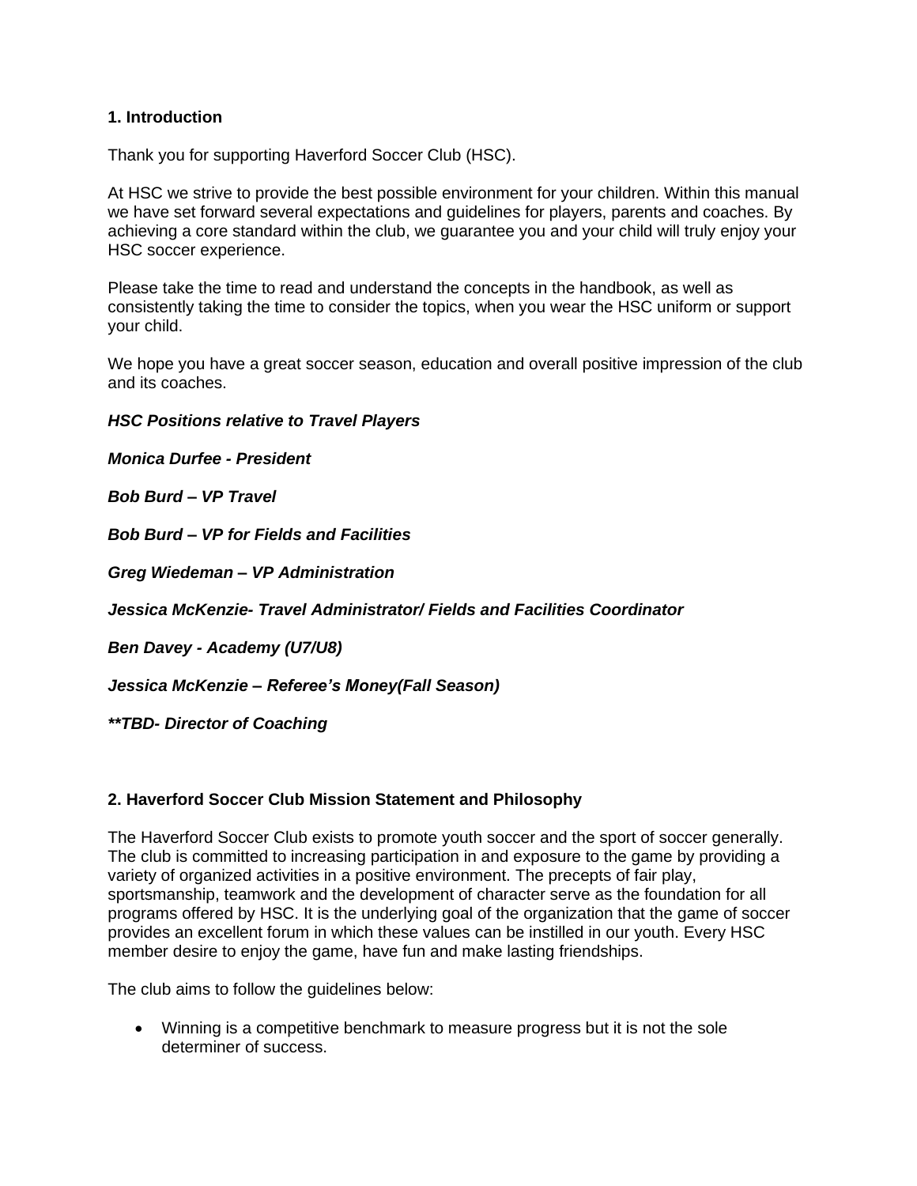## 1. Introduction

Thank you for supporting Haverford Soccer Club (HSC).

At HSC we strive to provide the best possible environment for your children. Within this manual we have set forward several expectations and guidelines for players, parents and coaches. By achieving a core standard within the club, we guarantee you and your child will truly enjoy your HSC soccer experience.

Please take the time to read and understand the concepts in the handbook, as well as consistently taking the time to consider the topics, when you wear the HSC uniform or support your child.

We hope you have a great soccer season, education and overall positive impression of the club and its coaches.

***HSC Positions relative to Travel Players***

***Monica Durfee - President***

***Bob Burd – VP Travel***

***Bob Burd – VP for Fields and Facilities***

***Greg Wiedeman – VP Administration***

***Jessica McKenzie- Travel Administrator/ Fields and Facilities Coordinator***

***Ben Davey - Academy (U7/U8)***

***Jessica McKenzie – Referee's Money(Fall Season)***

***\*\*TBD- Director of Coaching***

## 2. Haverford Soccer Club Mission Statement and Philosophy

The Haverford Soccer Club exists to promote youth soccer and the sport of soccer generally. The club is committed to increasing participation in and exposure to the game by providing a variety of organized activities in a positive environment. The precepts of fair play, sportsmanship, teamwork and the development of character serve as the foundation for all programs offered by HSC. It is the underlying goal of the organization that the game of soccer provides an excellent forum in which these values can be instilled in our youth. Every HSC member desire to enjoy the game, have fun and make lasting friendships.

The club aims to follow the guidelines below:

- Winning is a competitive benchmark to measure progress but it is not the sole determiner of success.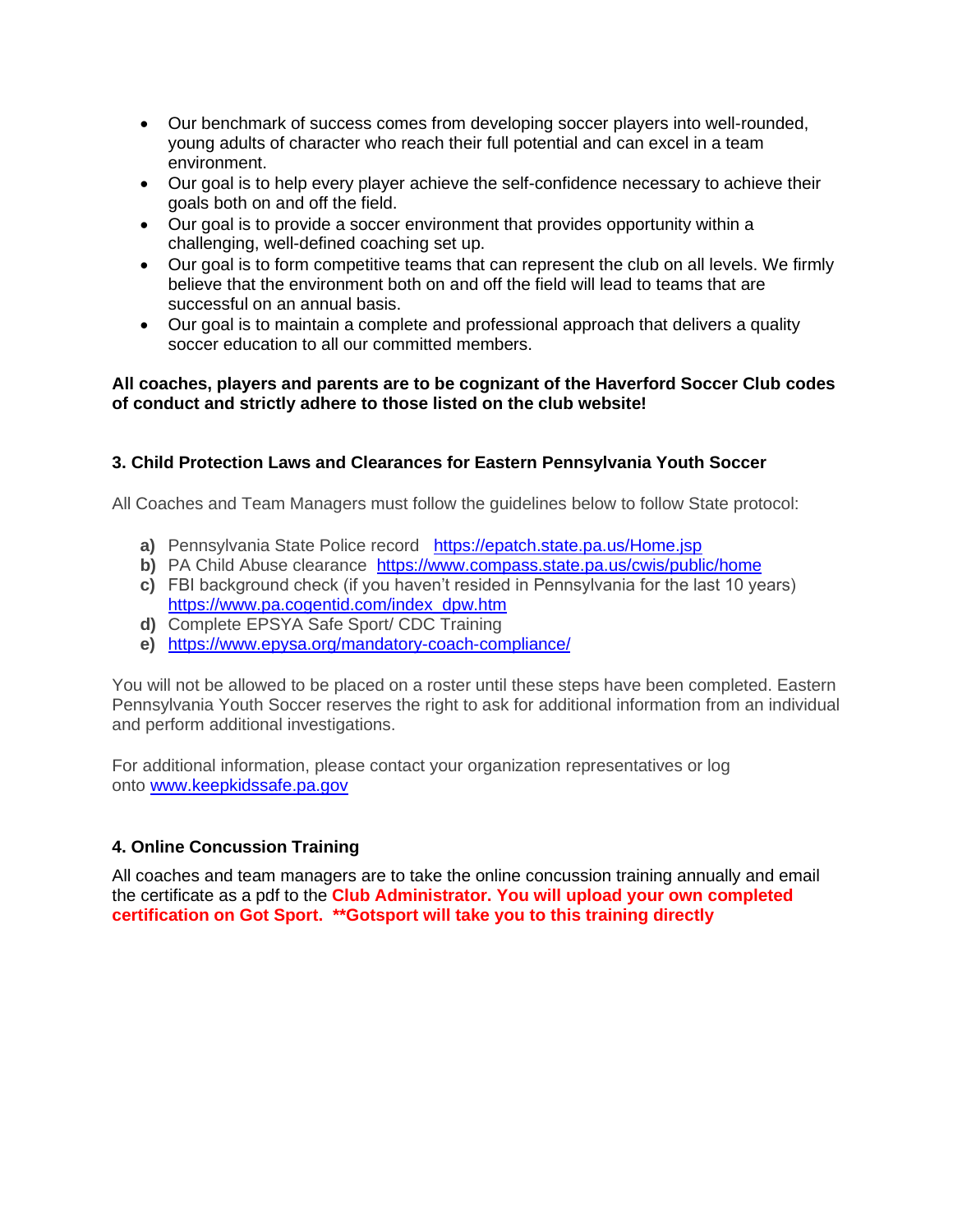- Our benchmark of success comes from developing soccer players into well-rounded, young adults of character who reach their full potential and can excel in a team environment.
- Our goal is to help every player achieve the self-confidence necessary to achieve their goals both on and off the field.
- Our goal is to provide a soccer environment that provides opportunity within a challenging, well-defined coaching set up.
- Our goal is to form competitive teams that can represent the club on all levels. We firmly believe that the environment both on and off the field will lead to teams that are successful on an annual basis.
- Our goal is to maintain a complete and professional approach that delivers a quality soccer education to all our committed members.

**All coaches, players and parents are to be cognizant of the Haverford Soccer Club codes of conduct and strictly adhere to those listed on the club website!**

### 3. Child Protection Laws and Clearances for Eastern Pennsylvania Youth Soccer

All Coaches and Team Managers must follow the guidelines below to follow State protocol:

**a)** Pennsylvania State Police record https://epatch.state.pa.us/Home.jsp
**b)** PA Child Abuse clearance https://www.compass.state.pa.us/cwis/public/home
**c)** FBI background check (if you haven't resided in Pennsylvania for the last 10 years) https://www.pa.cogentid.com/index_dpw.htm
**d)** Complete EPSYA Safe Sport/ CDC Training
**e)** https://www.epysa.org/mandatory-coach-compliance/

You will not be allowed to be placed on a roster until these steps have been completed. Eastern Pennsylvania Youth Soccer reserves the right to ask for additional information from an individual and perform additional investigations.

For additional information, please contact your organization representatives or log onto www.keepkidssafe.pa.gov

### 4. Online Concussion Training

All coaches and team managers are to take the online concussion training annually and email the certificate as a pdf to the **Club Administrator. You will upload your own completed certification on Got Sport. \*\*Gotsport will take you to this training directly**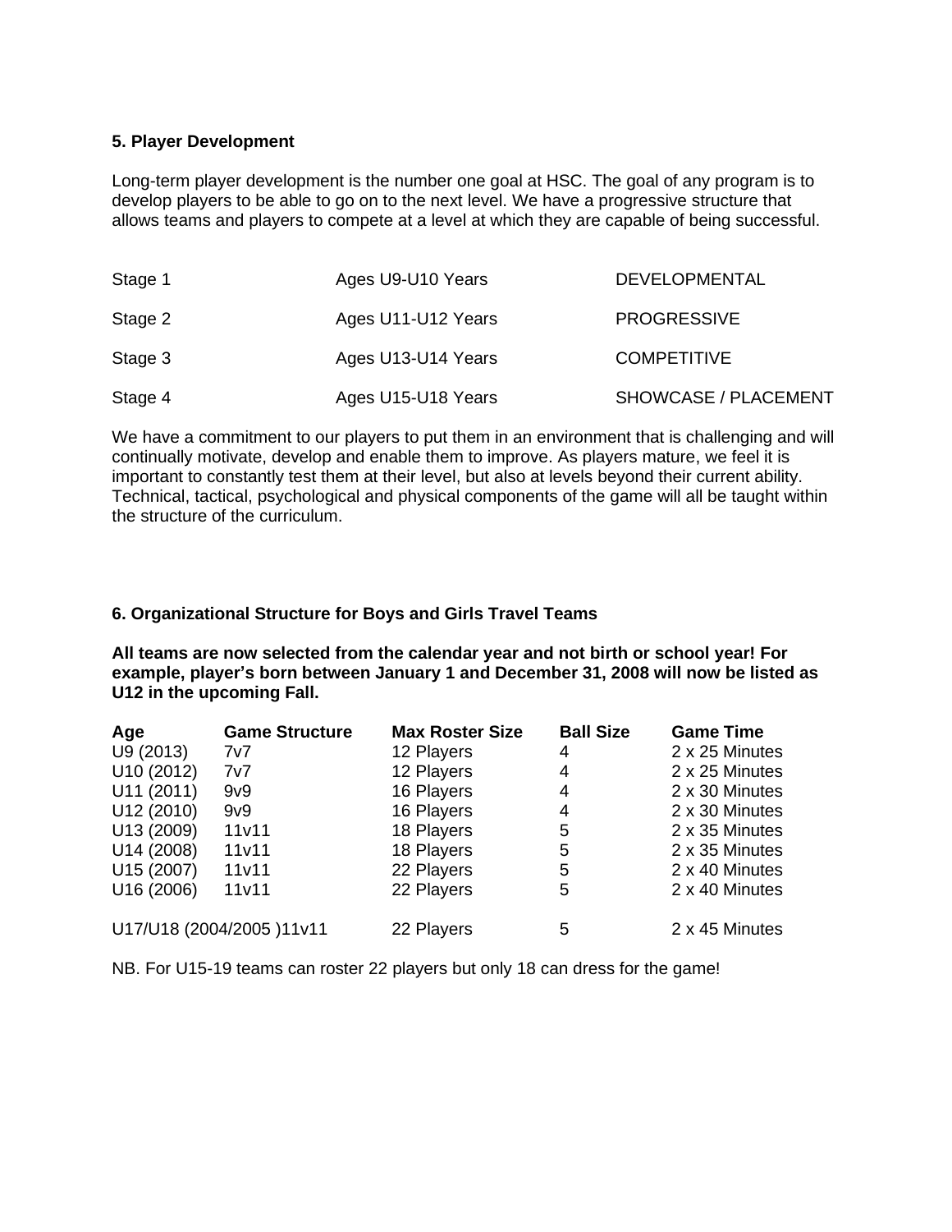## 5. Player Development

Long-term player development is the number one goal at HSC. The goal of any program is to develop players to be able to go on to the next level. We have a progressive structure that allows teams and players to compete at a level at which they are capable of being successful.

| | | |
|---|---|---|
| Stage 1 | Ages U9-U10 Years | DEVELOPMENTAL |
| Stage 2 | Ages U11-U12 Years | PROGRESSIVE |
| Stage 3 | Ages U13-U14 Years | COMPETITIVE |
| Stage 4 | Ages U15-U18 Years | SHOWCASE / PLACEMENT |

We have a commitment to our players to put them in an environment that is challenging and will continually motivate, develop and enable them to improve. As players mature, we feel it is important to constantly test them at their level, but also at levels beyond their current ability. Technical, tactical, psychological and physical components of the game will all be taught within the structure of the curriculum.

## 6. Organizational Structure for Boys and Girls Travel Teams

**All teams are now selected from the calendar year and not birth or school year! For example, player's born between January 1 and December 31, 2008 will now be listed as U12 in the upcoming Fall.**

| Age | Game Structure | Max Roster Size | Ball Size | Game Time |
|---|---|---|---|---|
| U9 (2013) | 7v7 | 12 Players | 4 | 2 x 25 Minutes |
| U10 (2012) | 7v7 | 12 Players | 4 | 2 x 25 Minutes |
| U11 (2011) | 9v9 | 16 Players | 4 | 2 x 30 Minutes |
| U12 (2010) | 9v9 | 16 Players | 4 | 2 x 30 Minutes |
| U13 (2009) | 11v11 | 18 Players | 5 | 2 x 35 Minutes |
| U14 (2008) | 11v11 | 18 Players | 5 | 2 x 35 Minutes |
| U15 (2007) | 11v11 | 22 Players | 5 | 2 x 40 Minutes |
| U16 (2006) | 11v11 | 22 Players | 5 | 2 x 40 Minutes |
| U17/U18 (2004/2005 ) | 11v11 | 22 Players | 5 | 2 x 45 Minutes |

NB. For U15-19 teams can roster 22 players but only 18 can dress for the game!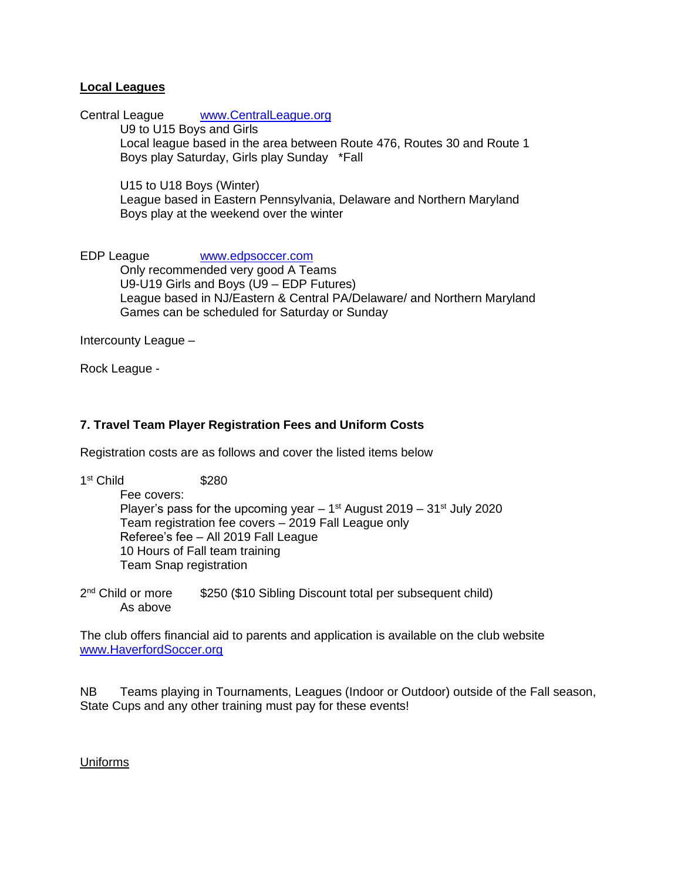**Local Leagues**

Central League  www.CentralLeague.org

U9 to U15 Boys and Girls
Local league based in the area between Route 476, Routes 30 and Route 1
Boys play Saturday, Girls play Sunday *Fall

U15 to U18 Boys (Winter)
League based in Eastern Pennsylvania, Delaware and Northern Maryland
Boys play at the weekend over the winter

EDP League  www.edpsoccer.com

Only recommended very good A Teams
U9-U19 Girls and Boys (U9 – EDP Futures)
League based in NJ/Eastern & Central PA/Delaware/ and Northern Maryland
Games can be scheduled for Saturday or Sunday

Intercounty League –

Rock League -

## 7. Travel Team Player Registration Fees and Uniform Costs

Registration costs are as follows and cover the listed items below

1st Child  $280

Fee covers:
Player's pass for the upcoming year – 1st August 2019 – 31st July 2020
Team registration fee covers – 2019 Fall League only
Referee's fee – All 2019 Fall League
10 Hours of Fall team training
Team Snap registration

2nd Child or more  $250 ($10 Sibling Discount total per subsequent child)

As above

The club offers financial aid to parents and application is available on the club website www.HaverfordSoccer.org

NB  Teams playing in Tournaments, Leagues (Indoor or Outdoor) outside of the Fall season, State Cups and any other training must pay for these events!

Uniforms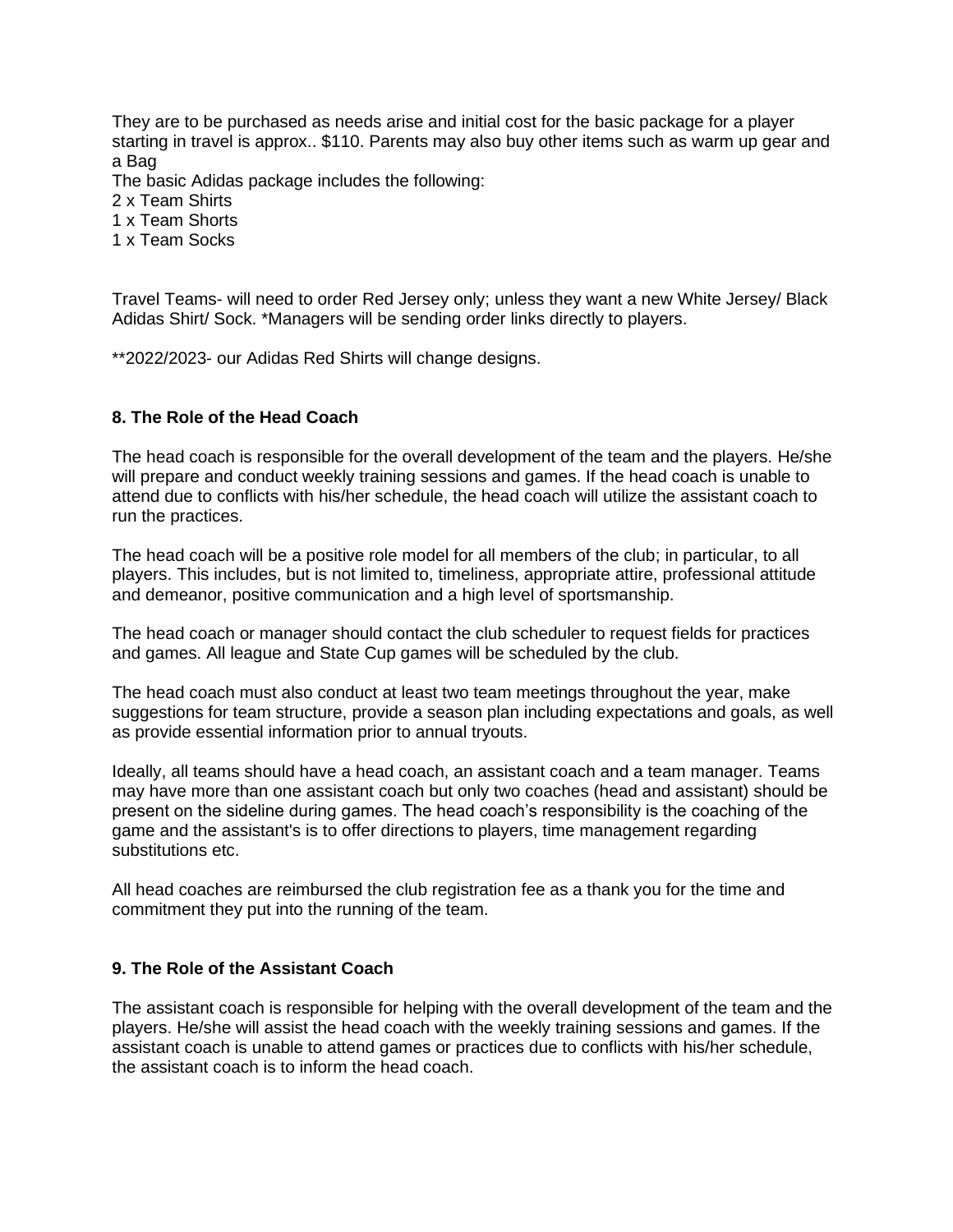They are to be purchased as needs arise and initial cost for the basic package for a player starting in travel is approx.. $110. Parents may also buy other items such as warm up gear and a Bag

The basic Adidas package includes the following:
2 x Team Shirts
1 x Team Shorts
1 x Team Socks

Travel Teams- will need to order Red Jersey only; unless they want a new White Jersey/ Black Adidas Shirt/ Sock. *Managers will be sending order links directly to players.

**2022/2023- our Adidas Red Shirts will change designs.

### 8. The Role of the Head Coach

The head coach is responsible for the overall development of the team and the players. He/she will prepare and conduct weekly training sessions and games. If the head coach is unable to attend due to conflicts with his/her schedule, the head coach will utilize the assistant coach to run the practices.

The head coach will be a positive role model for all members of the club; in particular, to all players. This includes, but is not limited to, timeliness, appropriate attire, professional attitude and demeanor, positive communication and a high level of sportsmanship.

The head coach or manager should contact the club scheduler to request fields for practices and games. All league and State Cup games will be scheduled by the club.

The head coach must also conduct at least two team meetings throughout the year, make suggestions for team structure, provide a season plan including expectations and goals, as well as provide essential information prior to annual tryouts.

Ideally, all teams should have a head coach, an assistant coach and a team manager. Teams may have more than one assistant coach but only two coaches (head and assistant) should be present on the sideline during games. The head coach's responsibility is the coaching of the game and the assistant's is to offer directions to players, time management regarding substitutions etc.

All head coaches are reimbursed the club registration fee as a thank you for the time and commitment they put into the running of the team.

### 9. The Role of the Assistant Coach

The assistant coach is responsible for helping with the overall development of the team and the players. He/she will assist the head coach with the weekly training sessions and games. If the assistant coach is unable to attend games or practices due to conflicts with his/her schedule, the assistant coach is to inform the head coach.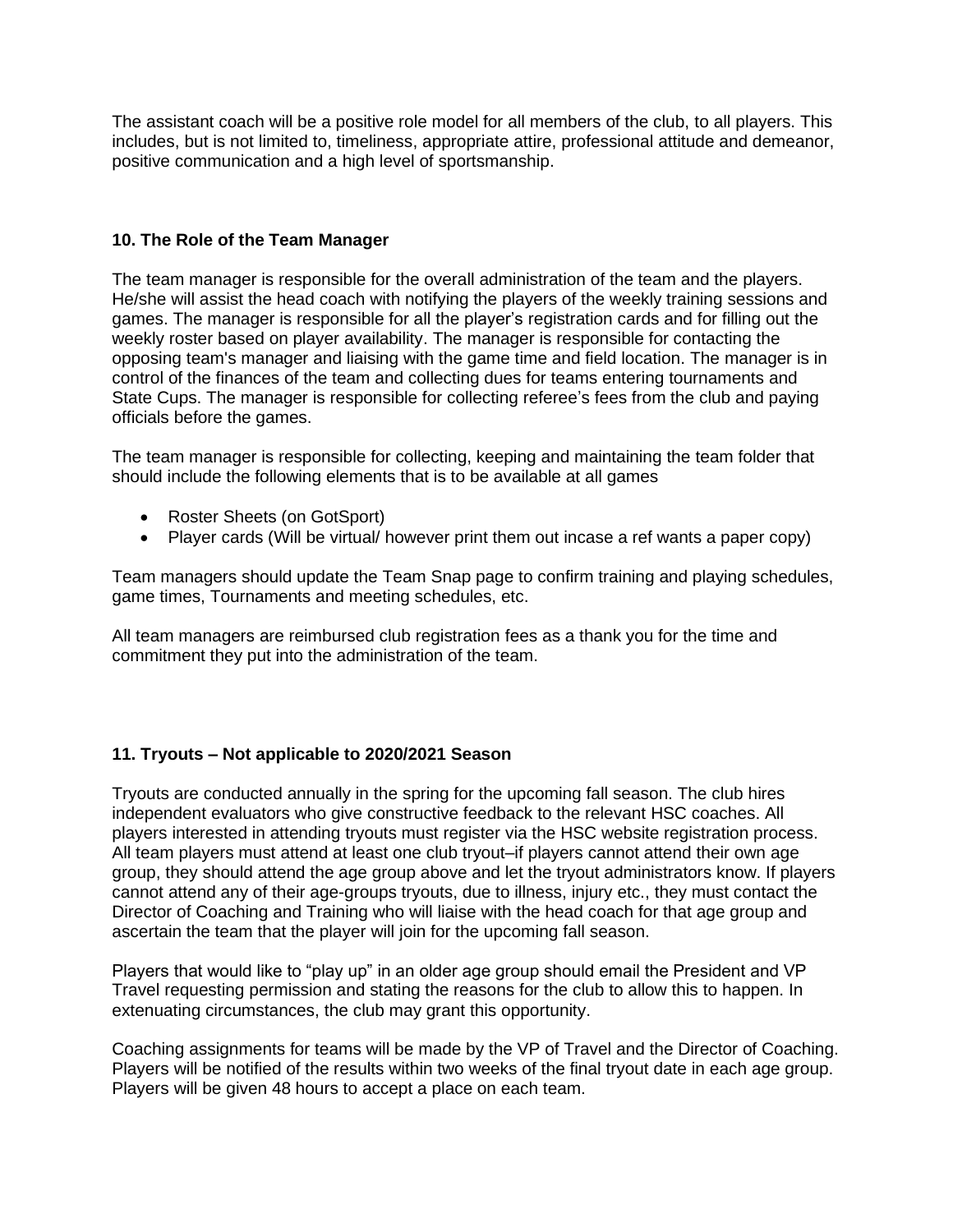The assistant coach will be a positive role model for all members of the club, to all players. This includes, but is not limited to, timeliness, appropriate attire, professional attitude and demeanor, positive communication and a high level of sportsmanship.

### 10. The Role of the Team Manager

The team manager is responsible for the overall administration of the team and the players. He/she will assist the head coach with notifying the players of the weekly training sessions and games. The manager is responsible for all the player's registration cards and for filling out the weekly roster based on player availability. The manager is responsible for contacting the opposing team's manager and liaising with the game time and field location. The manager is in control of the finances of the team and collecting dues for teams entering tournaments and State Cups. The manager is responsible for collecting referee's fees from the club and paying officials before the games.

The team manager is responsible for collecting, keeping and maintaining the team folder that should include the following elements that is to be available at all games

- Roster Sheets (on GotSport)
- Player cards (Will be virtual/ however print them out incase a ref wants a paper copy)

Team managers should update the Team Snap page to confirm training and playing schedules, game times, Tournaments and meeting schedules, etc.

All team managers are reimbursed club registration fees as a thank you for the time and commitment they put into the administration of the team.

### 11. Tryouts – Not applicable to 2020/2021 Season

Tryouts are conducted annually in the spring for the upcoming fall season. The club hires independent evaluators who give constructive feedback to the relevant HSC coaches. All players interested in attending tryouts must register via the HSC website registration process. All team players must attend at least one club tryout–if players cannot attend their own age group, they should attend the age group above and let the tryout administrators know. If players cannot attend any of their age-groups tryouts, due to illness, injury etc., they must contact the Director of Coaching and Training who will liaise with the head coach for that age group and ascertain the team that the player will join for the upcoming fall season.

Players that would like to "play up" in an older age group should email the President and VP Travel requesting permission and stating the reasons for the club to allow this to happen. In extenuating circumstances, the club may grant this opportunity.

Coaching assignments for teams will be made by the VP of Travel and the Director of Coaching. Players will be notified of the results within two weeks of the final tryout date in each age group. Players will be given 48 hours to accept a place on each team.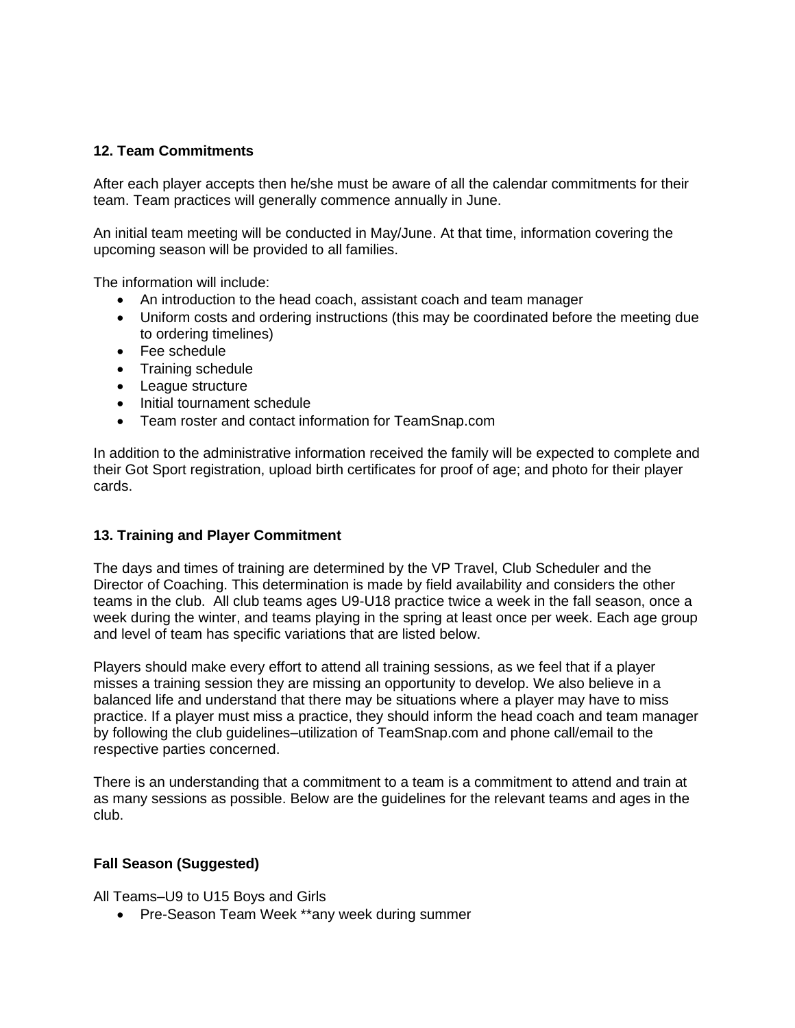### 12. Team Commitments

After each player accepts then he/she must be aware of all the calendar commitments for their team. Team practices will generally commence annually in June.

An initial team meeting will be conducted in May/June. At that time, information covering the upcoming season will be provided to all families.

The information will include:

- An introduction to the head coach, assistant coach and team manager
- Uniform costs and ordering instructions (this may be coordinated before the meeting due to ordering timelines)
- Fee schedule
- Training schedule
- League structure
- Initial tournament schedule
- Team roster and contact information for TeamSnap.com

In addition to the administrative information received the family will be expected to complete and their Got Sport registration, upload birth certificates for proof of age; and photo for their player cards.

### 13. Training and Player Commitment

The days and times of training are determined by the VP Travel, Club Scheduler and the Director of Coaching. This determination is made by field availability and considers the other teams in the club. All club teams ages U9-U18 practice twice a week in the fall season, once a week during the winter, and teams playing in the spring at least once per week. Each age group and level of team has specific variations that are listed below.

Players should make every effort to attend all training sessions, as we feel that if a player misses a training session they are missing an opportunity to develop. We also believe in a balanced life and understand that there may be situations where a player may have to miss practice. If a player must miss a practice, they should inform the head coach and team manager by following the club guidelines–utilization of TeamSnap.com and phone call/email to the respective parties concerned.

There is an understanding that a commitment to a team is a commitment to attend and train at as many sessions as possible. Below are the guidelines for the relevant teams and ages in the club.

**Fall Season (Suggested)**

All Teams–U9 to U15 Boys and Girls

- Pre-Season Team Week **any week during summer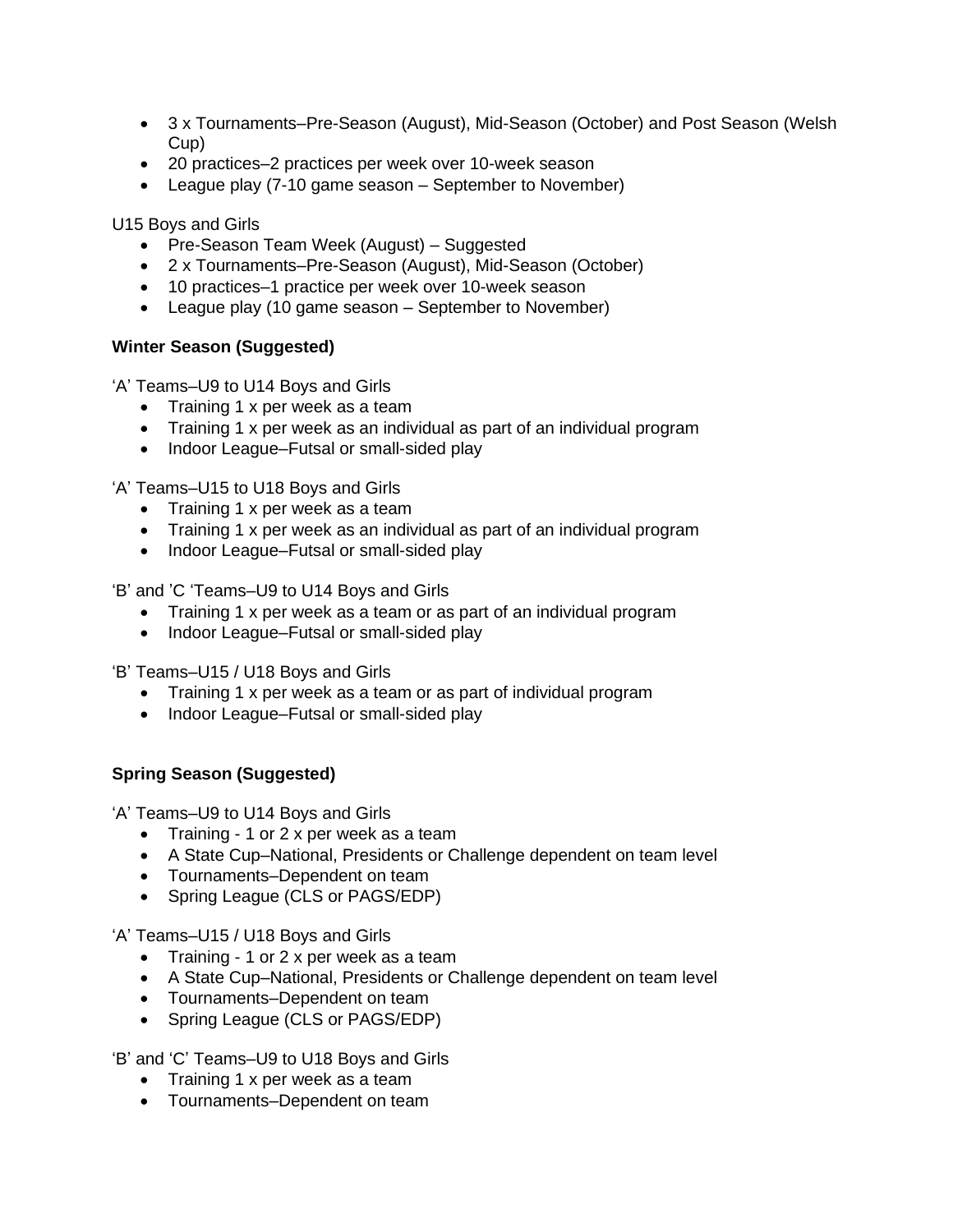- 3 x Tournaments–Pre-Season (August), Mid-Season (October) and Post Season (Welsh Cup)
- 20 practices–2 practices per week over 10-week season
- League play (7-10 game season – September to November)

U15 Boys and Girls

- Pre-Season Team Week (August) – Suggested
- 2 x Tournaments–Pre-Season (August), Mid-Season (October)
- 10 practices–1 practice per week over 10-week season
- League play (10 game season – September to November)

**Winter Season (Suggested)**

'A' Teams–U9 to U14 Boys and Girls

- Training 1 x per week as a team
- Training 1 x per week as an individual as part of an individual program
- Indoor League–Futsal or small-sided play

'A' Teams–U15 to U18 Boys and Girls

- Training 1 x per week as a team
- Training 1 x per week as an individual as part of an individual program
- Indoor League–Futsal or small-sided play

'B' and 'C 'Teams–U9 to U14 Boys and Girls

- Training 1 x per week as a team or as part of an individual program
- Indoor League–Futsal or small-sided play

'B' Teams–U15 / U18 Boys and Girls

- Training 1 x per week as a team or as part of individual program
- Indoor League–Futsal or small-sided play

**Spring Season (Suggested)**

'A' Teams–U9 to U14 Boys and Girls

- Training - 1 or 2 x per week as a team
- A State Cup–National, Presidents or Challenge dependent on team level
- Tournaments–Dependent on team
- Spring League (CLS or PAGS/EDP)

'A' Teams–U15 / U18 Boys and Girls

- Training - 1 or 2 x per week as a team
- A State Cup–National, Presidents or Challenge dependent on team level
- Tournaments–Dependent on team
- Spring League (CLS or PAGS/EDP)

'B' and 'C' Teams–U9 to U18 Boys and Girls

- Training 1 x per week as a team
- Tournaments–Dependent on team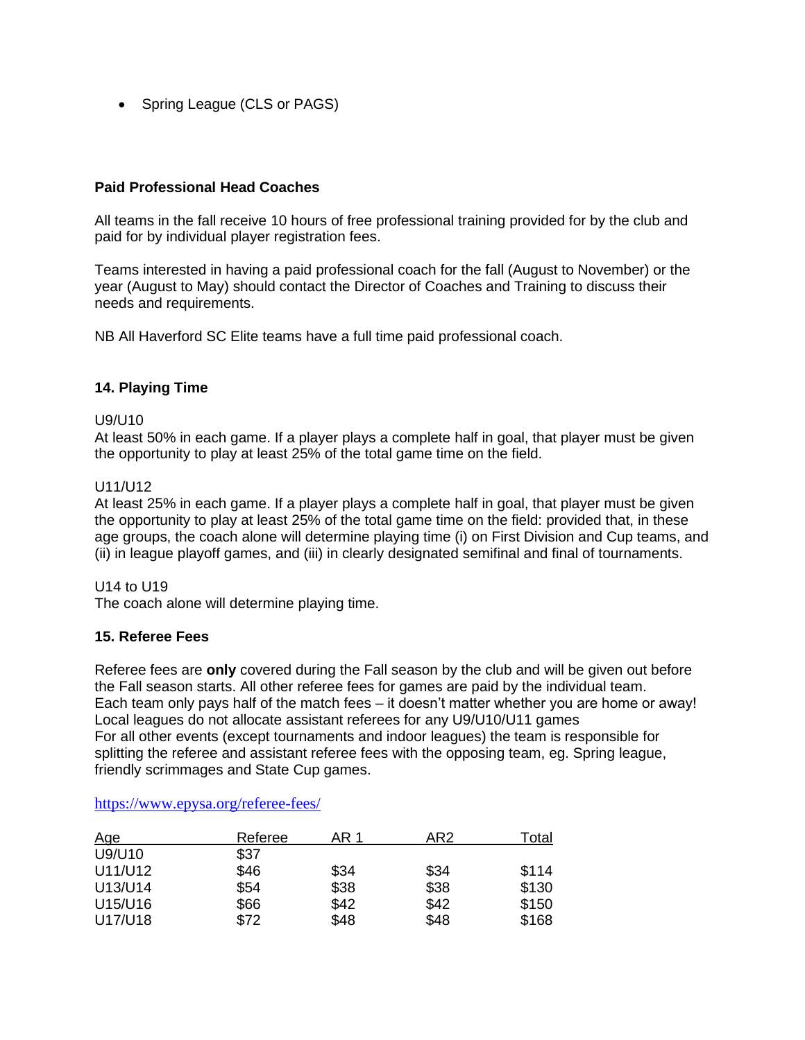- Spring League (CLS or PAGS)

**Paid Professional Head Coaches**

All teams in the fall receive 10 hours of free professional training provided for by the club and paid for by individual player registration fees.

Teams interested in having a paid professional coach for the fall (August to November) or the year (August to May) should contact the Director of Coaches and Training to discuss their needs and requirements.

NB All Haverford SC Elite teams have a full time paid professional coach.

**14. Playing Time**

U9/U10
At least 50% in each game. If a player plays a complete half in goal, that player must be given the opportunity to play at least 25% of the total game time on the field.

U11/U12
At least 25% in each game. If a player plays a complete half in goal, that player must be given the opportunity to play at least 25% of the total game time on the field: provided that, in these age groups, the coach alone will determine playing time (i) on First Division and Cup teams, and (ii) in league playoff games, and (iii) in clearly designated semifinal and final of tournaments.

U14 to U19
The coach alone will determine playing time.

**15. Referee Fees**

Referee fees are **only** covered during the Fall season by the club and will be given out before the Fall season starts. All other referee fees for games are paid by the individual team.
Each team only pays half of the match fees – it doesn't matter whether you are home or away!
Local leagues do not allocate assistant referees for any U9/U10/U11 games
For all other events (except tournaments and indoor leagues) the team is responsible for splitting the referee and assistant referee fees with the opposing team, eg. Spring league, friendly scrimmages and State Cup games.

https://www.epysa.org/referee-fees/

| Age | Referee | AR 1 | AR2 | Total |
|---|---|---|---|---|
| U9/U10 | $37 | | | |
| U11/U12 | $46 | $34 | $34 | $114 |
| U13/U14 | $54 | $38 | $38 | $130 |
| U15/U16 | $66 | $42 | $42 | $150 |
| U17/U18 | $72 | $48 | $48 | $168 |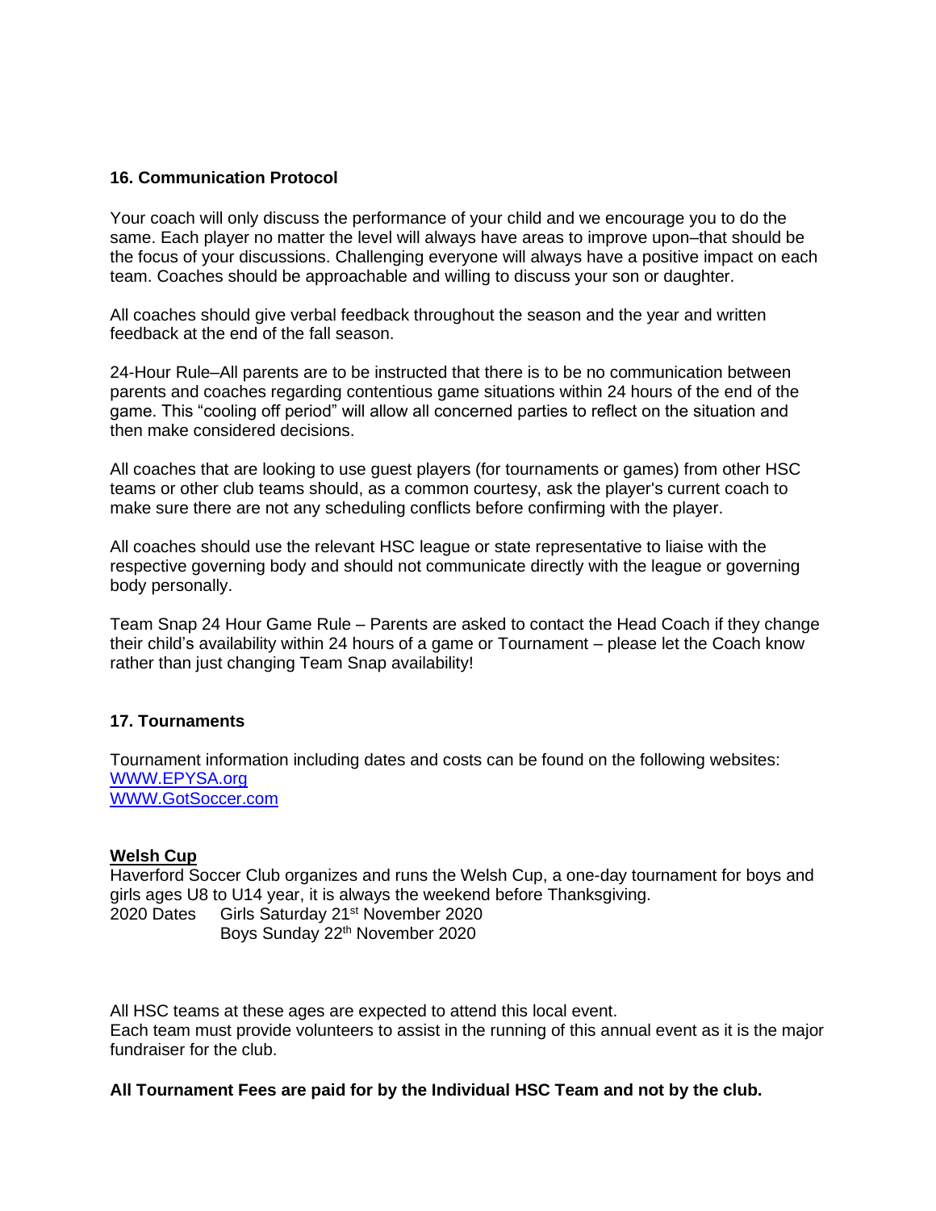### 16. Communication Protocol

Your coach will only discuss the performance of your child and we encourage you to do the same. Each player no matter the level will always have areas to improve upon–that should be the focus of your discussions. Challenging everyone will always have a positive impact on each team. Coaches should be approachable and willing to discuss your son or daughter.

All coaches should give verbal feedback throughout the season and the year and written feedback at the end of the fall season.

24-Hour Rule–All parents are to be instructed that there is to be no communication between parents and coaches regarding contentious game situations within 24 hours of the end of the game. This "cooling off period" will allow all concerned parties to reflect on the situation and then make considered decisions.

All coaches that are looking to use guest players (for tournaments or games) from other HSC teams or other club teams should, as a common courtesy, ask the player's current coach to make sure there are not any scheduling conflicts before confirming with the player.

All coaches should use the relevant HSC league or state representative to liaise with the respective governing body and should not communicate directly with the league or governing body personally.

Team Snap 24 Hour Game Rule – Parents are asked to contact the Head Coach if they change their child's availability within 24 hours of a game or Tournament – please let the Coach know rather than just changing Team Snap availability!

### 17. Tournaments

Tournament information including dates and costs can be found on the following websites:
[WWW.EPYSA.org](http://WWW.EPYSA.org)
[WWW.GotSoccer.com](http://WWW.GotSoccer.com)

**Welsh Cup**

Haverford Soccer Club organizes and runs the Welsh Cup, a one-day tournament for boys and girls ages U8 to U14 year, it is always the weekend before Thanksgiving.

2020 Dates Girls Saturday 21st November 2020
Boys Sunday 22th November 2020

All HSC teams at these ages are expected to attend this local event.
Each team must provide volunteers to assist in the running of this annual event as it is the major fundraiser for the club.

**All Tournament Fees are paid for by the Individual HSC Team and not by the club.**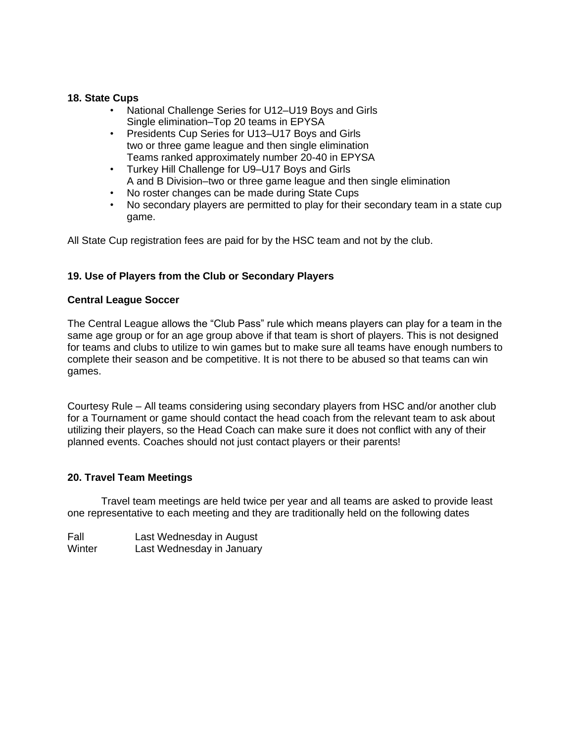**18. State Cups**

- National Challenge Series for U12–U19 Boys and Girls
  Single elimination–Top 20 teams in EPYSA
- Presidents Cup Series for U13–U17 Boys and Girls
  two or three game league and then single elimination
  Teams ranked approximately number 20-40 in EPYSA
- Turkey Hill Challenge for U9–U17 Boys and Girls
  A and B Division–two or three game league and then single elimination
- No roster changes can be made during State Cups
- No secondary players are permitted to play for their secondary team in a state cup game.

All State Cup registration fees are paid for by the HSC team and not by the club.

**19. Use of Players from the Club or Secondary Players**

**Central League Soccer**

The Central League allows the "Club Pass" rule which means players can play for a team in the same age group or for an age group above if that team is short of players. This is not designed for teams and clubs to utilize to win games but to make sure all teams have enough numbers to complete their season and be competitive. It is not there to be abused so that teams can win games.

Courtesy Rule – All teams considering using secondary players from HSC and/or another club for a Tournament or game should contact the head coach from the relevant team to ask about utilizing their players, so the Head Coach can make sure it does not conflict with any of their planned events. Coaches should not just contact players or their parents!

**20. Travel Team Meetings**

Travel team meetings are held twice per year and all teams are asked to provide least one representative to each meeting and they are traditionally held on the following dates

| | |
|---|---|
| Fall | Last Wednesday in August |
| Winter | Last Wednesday in January |